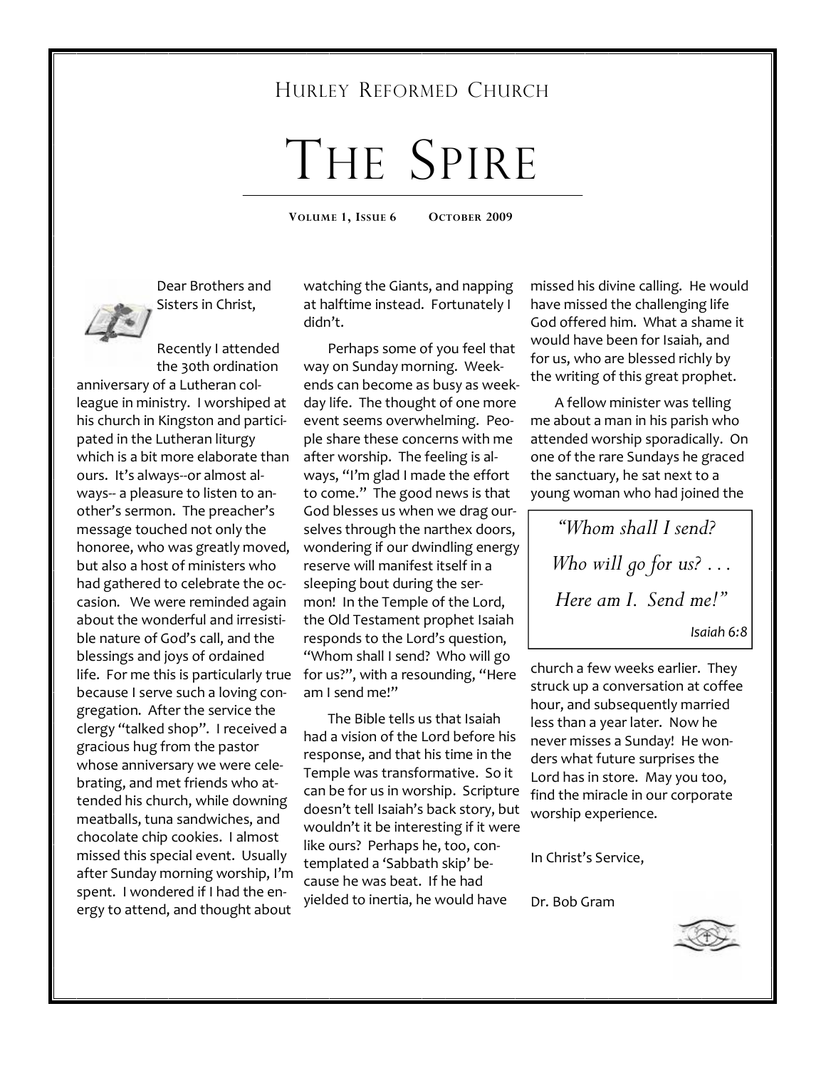# Hurley Reformed Church

# The Spire

**Volume 1, Issue 6 October 2009**

Dear Brothers and Sisters in Christ,

Recently I attended the 30th ordination anniversary of a Lutheran colleague in ministry. I worshiped at his church in Kingston and participated in the Lutheran liturgy which is a bit more elaborate than ours. It's always--or almost always-- a pleasure to listen to another's sermon. The preacher's message touched not only the honoree, who was greatly moved, but also a host of ministers who had gathered to celebrate the occasion. We were reminded again about the wonderful and irresistible nature of God's call, and the blessings and joys of ordained life. For me this is particularly true because I serve such a loving congregation. After the service the clergy "talked shop". I received a gracious hug from the pastor whose anniversary we were celebrating, and met friends who attended his church, while downing meatballs, tuna sandwiches, and chocolate chip cookies. I almost missed this special event. Usually after Sunday morning worship, I'm spent. I wondered if I had the energy to attend, and thought about watching the Giants, and napping at halftime instead. Fortunately I didn't.

Perhaps some of you feel that way on Sunday morning. Weekends can become as busy as weekday life. The thought of one more event seems overwhelming. People share these concerns with me after worship. The feeling is always, "I'm glad I made the effort to come." The good news is that God blesses us when we drag ourselves through the narthex doors, wondering if our dwindling energy reserve will manifest itself in a sleeping bout during the sermon! In the Temple of the Lord, the Old Testament prophet Isaiah responds to the Lord's question, "Whom shall I send? Who will go for us?", with a resounding, "Here am I send me!"

The Bible tells us that Isaiah had a vision of the Lord before his response, and that his time in the Temple was transformative. So it can be for us in worship. Scripture doesn't tell Isaiah's back story, but wouldn't it be interesting if it were like ours? Perhaps he, too, contemplated a 'Sabbath skip' because he was beat. If he had yielded to inertia, he would have missed his divine calling. He would have missed the challenging life God offered him. What a shame it would have been for Isaiah, and for us, who are blessed richly by the writing of this great prophet.

A fellow minister was telling me about a man in his parish who attended worship sporadically. On one of the rare Sundays he graced the sanctuary, he sat next to a young woman who had joined the church a few weeks earlier. They struck up a conversation at coffee hour, and subsequently married less than a year later. Now he never misses a Sunday! He wonders what future surprises the Lord has in store. May you too, find the miracle in our corporate worship experience.

> *"Whom shall I send? Who will go for us? . . . Here am I. Send me!"*
>
> *Isaiah 6:8*

In Christ's Service,

Dr. Bob Gram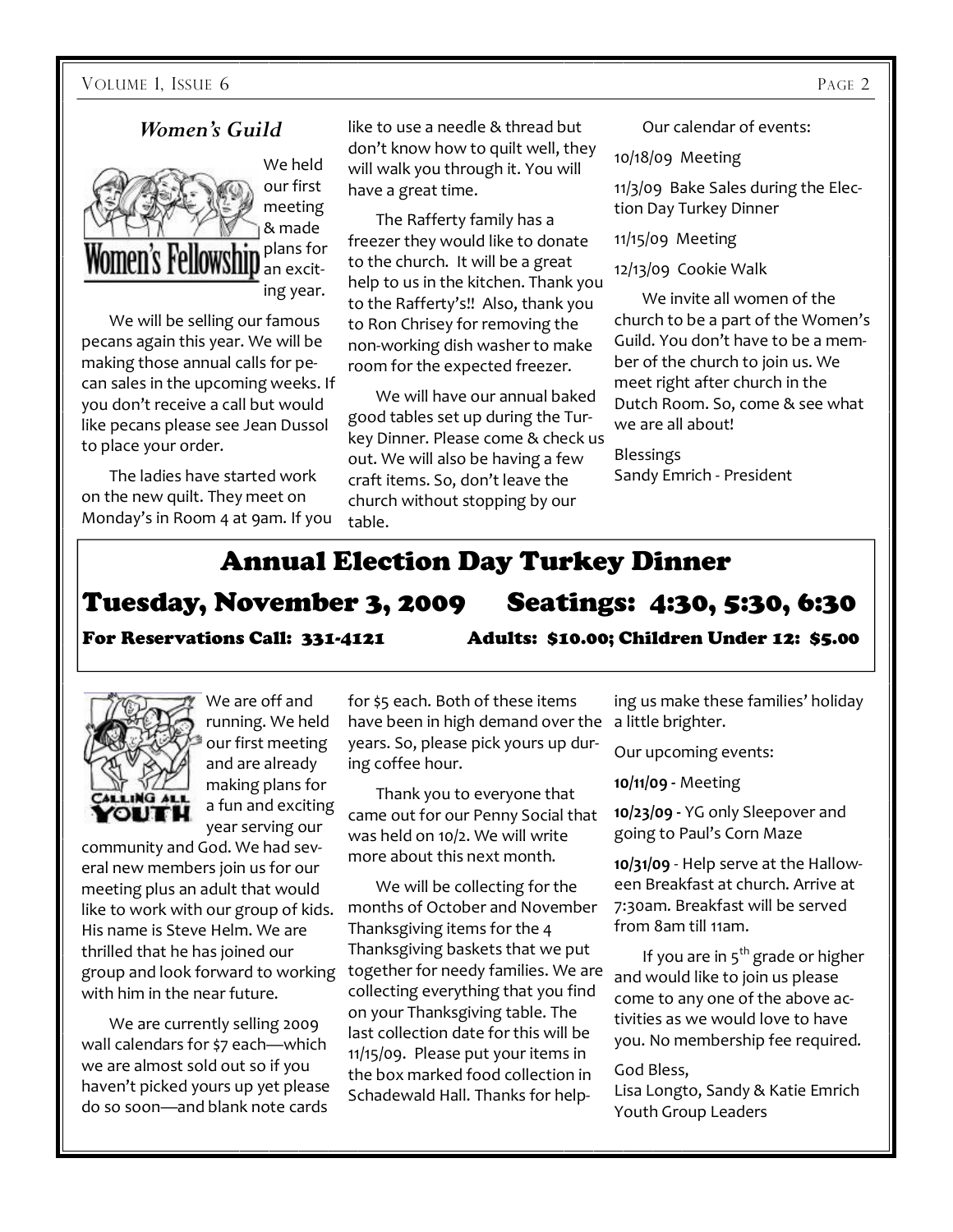## *Women's Guild*

We held our first meeting & made plans for an exciting year.

We will be selling our famous pecans again this year. We will be making those annual calls for pecan sales in the upcoming weeks. If you don't receive a call but would like pecans please see Jean Dussol to place your order.

The ladies have started work on the new quilt. They meet on Monday's in Room 4 at 9am. If you like to use a needle & thread but don't know how to quilt well, they will walk you through it. You will have a great time.

The Rafferty family has a freezer they would like to donate to the church. It will be a great help to us in the kitchen. Thank you to the Rafferty's!! Also, thank you to Ron Chrisey for removing the non-working dish washer to make room for the expected freezer.

We will have our annual baked good tables set up during the Turkey Dinner. Please come & check us out. We will also be having a few craft items. So, don't leave the church without stopping by our table.

Our calendar of events:

10/18/09 Meeting

11/3/09 Bake Sales during the Election Day Turkey Dinner

11/15/09 Meeting

12/13/09 Cookie Walk

We invite all women of the church to be a part of the Women's Guild. You don't have to be a member of the church to join us. We meet right after church in the Dutch Room. So, come & see what we are all about!

Blessings
Sandy Emrich - President

## Annual Election Day Turkey Dinner

### Tuesday, November 3, 2009 Seatings: 4:30, 5:30, 6:30

**For Reservations Call: 331-4121 Adults: $10.00; Children Under 12: $5.00**

We are off and running. We held our first meeting and are already making plans for a fun and exciting year serving our community and God. We had several new members join us for our meeting plus an adult that would like to work with our group of kids. His name is Steve Helm. We are thrilled that he has joined our group and look forward to working with him in the near future.

We are currently selling 2009 wall calendars for $7 each—which we are almost sold out so if you haven't picked yours up yet please do so soon—and blank note cards for $5 each. Both of these items have been in high demand over the years. So, please pick yours up during coffee hour.

Thank you to everyone that came out for our Penny Social that was held on 10/2. We will write more about this next month.

We will be collecting for the months of October and November Thanksgiving items for the 4 Thanksgiving baskets that we put together for needy families. We are collecting everything that you find on your Thanksgiving table. The last collection date for this will be 11/15/09. Please put your items in the box marked food collection in Schadewald Hall. Thanks for helping us make these families' holiday a little brighter.

Our upcoming events:

**10/11/09** - Meeting

**10/23/09** - YG only Sleepover and going to Paul's Corn Maze

**10/31/09** - Help serve at the Halloween Breakfast at church. Arrive at 7:30am. Breakfast will be served from 8am till 11am.

If you are in 5th grade or higher and would like to join us please come to any one of the above activities as we would love to have you. No membership fee required.

God Bless,
Lisa Longto, Sandy & Katie Emrich
Youth Group Leaders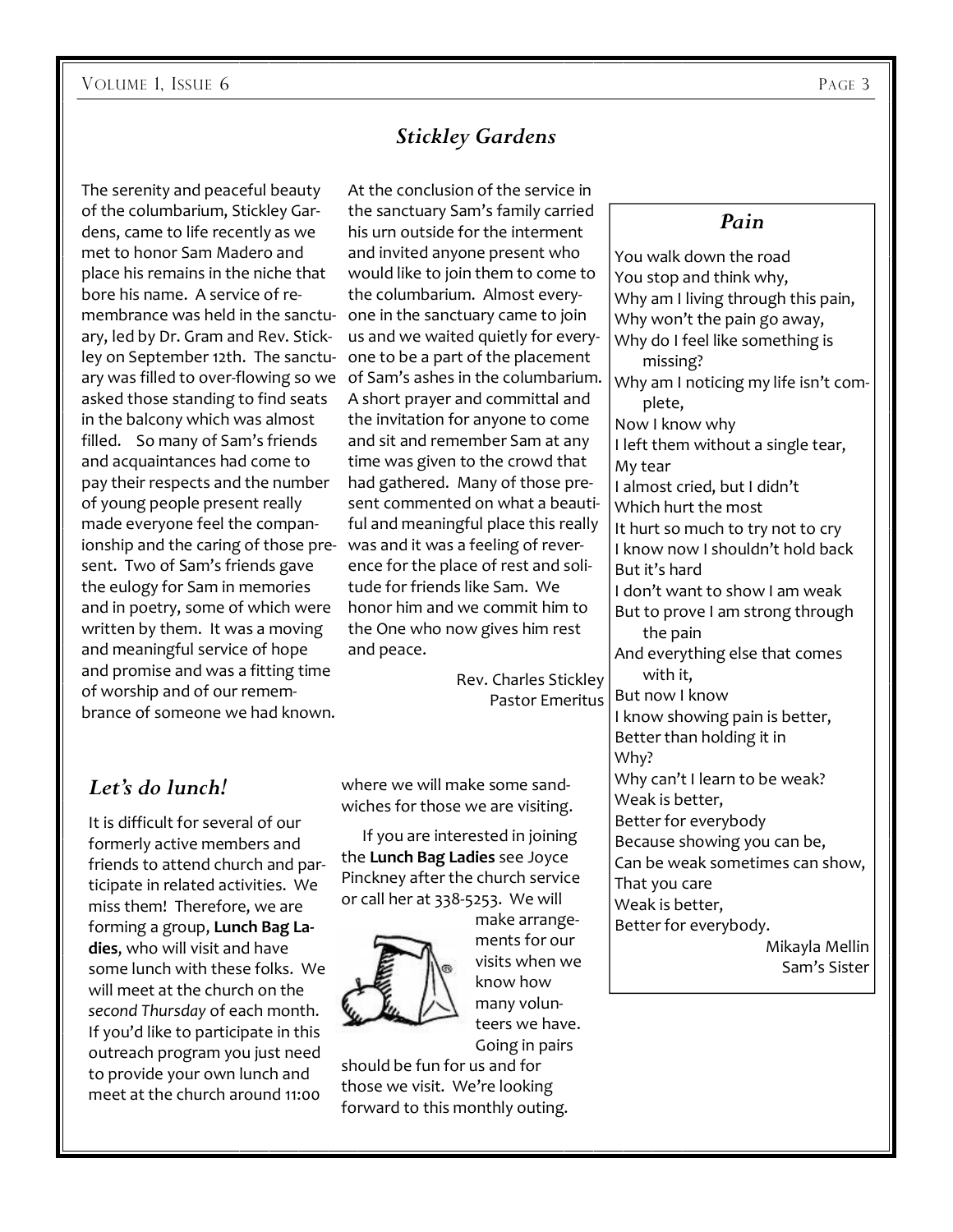## *Stickley Gardens*

The serenity and peaceful beauty of the columbarium, Stickley Gardens, came to life recently as we met to honor Sam Madero and place his remains in the niche that bore his name. A service of remembrance was held in the sanctuary, led by Dr. Gram and Rev. Stickley on September 12th. The sanctuary was filled to over-flowing so we asked those standing to find seats in the balcony which was almost filled. So many of Sam's friends and acquaintances had come to pay their respects and the number of young people present really made everyone feel the companionship and the caring of those present. Two of Sam's friends gave the eulogy for Sam in memories and in poetry, some of which were written by them. It was a moving and meaningful service of hope and promise and was a fitting time of worship and of our remembrance of someone we had known.

At the conclusion of the service in the sanctuary Sam's family carried his urn outside for the interment and invited anyone present who would like to join them to come to the columbarium. Almost everyone in the sanctuary came to join us and we waited quietly for everyone to be a part of the placement of Sam's ashes in the columbarium. A short prayer and committal and the invitation for anyone to come and sit and remember Sam at any time was given to the crowd that had gathered. Many of those present commented on what a beautiful and meaningful place this really was and it was a feeling of reverence for the place of rest and solitude for friends like Sam. We honor him and we commit him to the One who now gives him rest and peace.

Rev. Charles Stickley
Pastor Emeritus

## *Pain*

You walk down the road
You stop and think why,
Why am I living through this pain,
Why won't the pain go away,
Why do I feel like something is missing?
Why am I noticing my life isn't complete,
Now I know why
I left them without a single tear,
My tear
I almost cried, but I didn't
Which hurt the most
It hurt so much to try not to cry
I know now I shouldn't hold back
But it's hard
I don't want to show I am weak
But to prove I am strong through the pain
And everything else that comes with it,
But now I know
I know showing pain is better,
Better than holding it in
Why?
Why can't I learn to be weak?
Weak is better,
Better for everybody
Because showing you can be,
Can be weak sometimes can show,
That you care
Weak is better,
Better for everybody.

Mikayla Mellin
Sam's Sister

## *Let's do lunch!*

It is difficult for several of our formerly active members and friends to attend church and participate in related activities. We miss them! Therefore, we are forming a group, **Lunch Bag Ladies**, who will visit and have some lunch with these folks. We will meet at the church on the *second Thursday* of each month. If you'd like to participate in this outreach program you just need to provide your own lunch and meet at the church around 11:00 where we will make some sandwiches for those we are visiting.

If you are interested in joining the **Lunch Bag Ladies** see Joyce Pinckney after the church service or call her at 338-5253. We will make arrangements for our visits when we know how many volunteers we have. Going in pairs should be fun for us and for those we visit. We're looking forward to this monthly outing.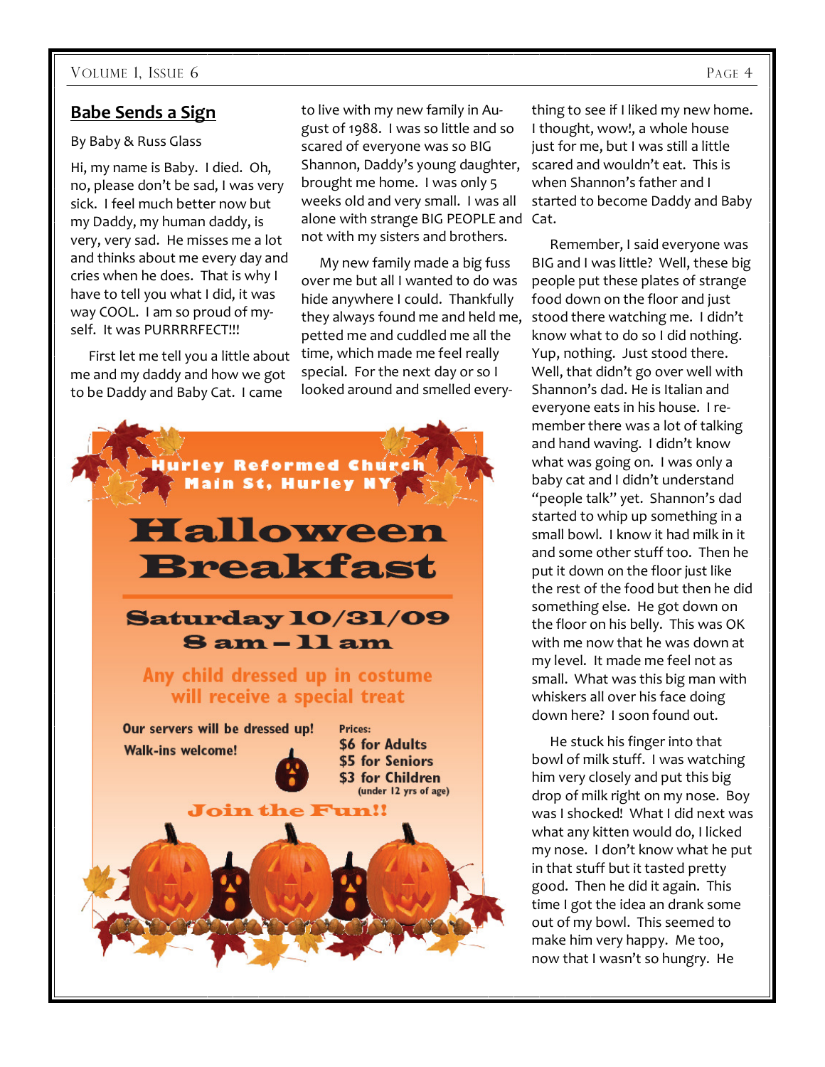## Babe Sends a Sign

By Baby & Russ Glass

Hi, my name is Baby. I died. Oh, no, please don't be sad, I was very sick. I feel much better now but my Daddy, my human daddy, is very, very sad. He misses me a lot and thinks about me every day and cries when he does. That is why I have to tell you what I did, it was way COOL. I am so proud of myself. It was PURRRRFECT!!!

First let me tell you a little about me and my daddy and how we got to be Daddy and Baby Cat. I came to live with my new family in August of 1988. I was so little and so scared of everyone was so BIG Shannon, Daddy's young daughter, brought me home. I was only 5 weeks old and very small. I was all alone with strange BIG PEOPLE and not with my sisters and brothers.

My new family made a big fuss over me but all I wanted to do was hide anywhere I could. Thankfully they always found me and held me, petted me and cuddled me all the time, which made me feel really special. For the next day or so I looked around and smelled everything to see if I liked my new home. I thought, wow!, a whole house just for me, but I was still a little scared and wouldn't eat. This is when Shannon's father and I started to become Daddy and Baby Cat.

Remember, I said everyone was BIG and I was little? Well, these big people put these plates of strange food down on the floor and just stood there watching me. I didn't know what to do so I did nothing. Yup, nothing. Just stood there. Well, that didn't go over well with Shannon's dad. He is Italian and everyone eats in his house. I remember there was a lot of talking and hand waving. I didn't know what was going on. I was only a baby cat and I didn't understand "people talk" yet. Shannon's dad started to whip up something in a small bowl. I know it had milk in it and some other stuff too. Then he put it down on the floor just like the rest of the food but then he did something else. He got down on the floor on his belly. This was OK with me now that he was down at my level. It made me feel not as small. What was this big man with whiskers all over his face doing down here? I soon found out.

He stuck his finger into that bowl of milk stuff. I was watching him very closely and put this big drop of milk right on my nose. Boy was I shocked! What I did next was what any kitten would do, I licked my nose. I don't know what he put in that stuff but it tasted pretty good. Then he did it again. This time I got the idea an drank some out of my bowl. This seemed to make him very happy. Me too, now that I wasn't so hungry. He

---

**Hurley Reformed Church**
**Main St, Hurley NY**

# Halloween Breakfast

**Saturday 10/31/09**
**8 am – 11 am**

**Any child dressed up in costume will receive a special treat**

**Our servers will be dressed up!**

**Walk-ins welcome!**

**Prices:**
**$6 for Adults**
**$5 for Seniors**
**$3 for Children** (under 12 yrs of age)

**Join the Fun!!**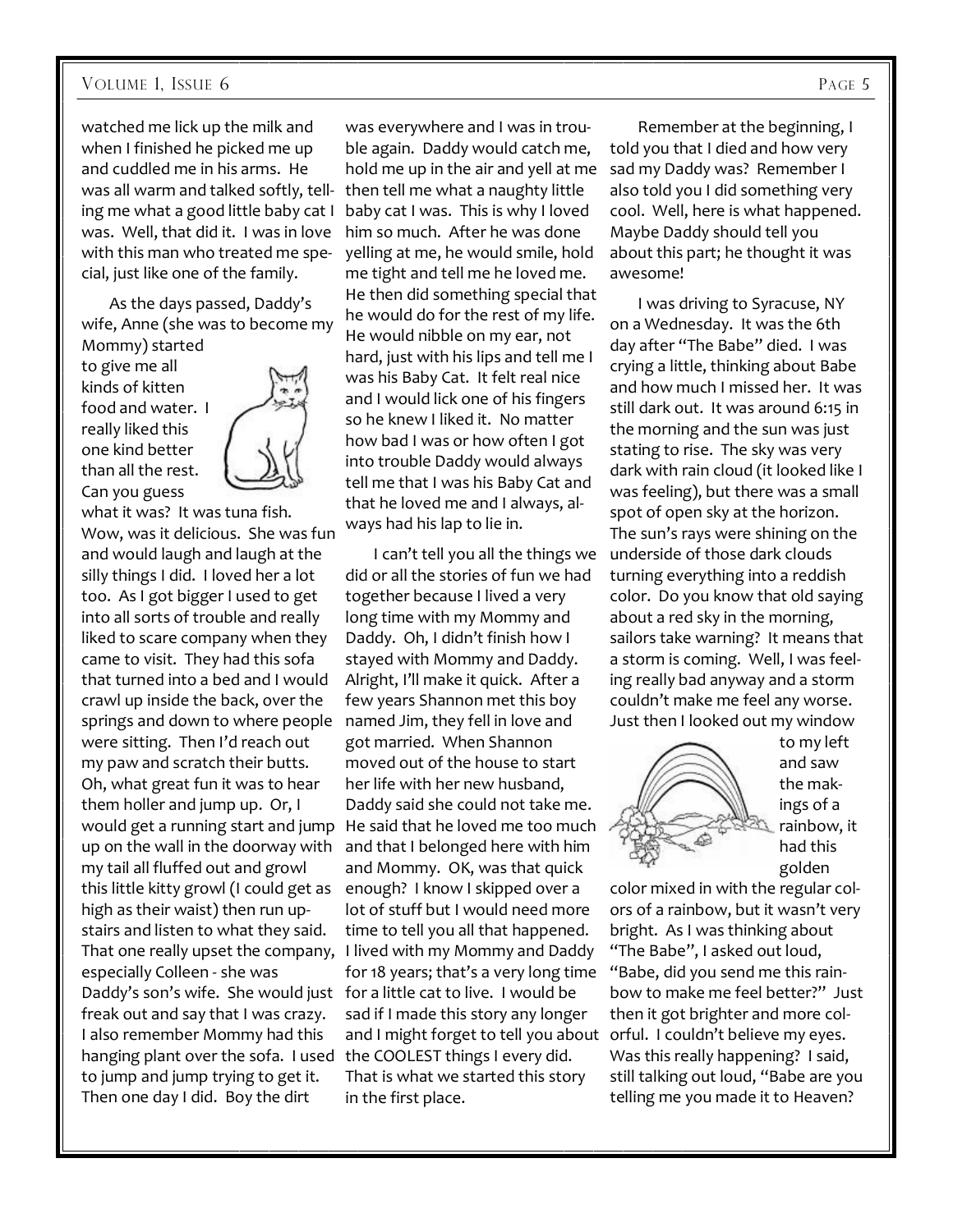watched me lick up the milk and when I finished he picked me up and cuddled me in his arms. He was all warm and talked softly, telling me what a good little baby cat I was. Well, that did it. I was in love with this man who treated me special, just like one of the family.

As the days passed, Daddy's wife, Anne (she was to become my Mommy) started to give me all kinds of kitten food and water. I really liked this one kind better than all the rest. Can you guess what it was? It was tuna fish. Wow, was it delicious. She was fun and would laugh and laugh at the silly things I did. I loved her a lot too. As I got bigger I used to get into all sorts of trouble and really liked to scare company when they came to visit. They had this sofa that turned into a bed and I would crawl up inside the back, over the springs and down to where people were sitting. Then I'd reach out my paw and scratch their butts. Oh, what great fun it was to hear them holler and jump up. Or, I would get a running start and jump up on the wall in the doorway with my tail all fluffed out and growl this little kitty growl (I could get as high as their waist) then run upstairs and listen to what they said. That one really upset the company, especially Colleen - she was Daddy's son's wife. She would just freak out and say that I was crazy. I also remember Mommy had this hanging plant over the sofa. I used to jump and jump trying to get it. Then one day I did. Boy the dirt was everywhere and I was in trouble again. Daddy would catch me, hold me up in the air and yell at me then tell me what a naughty little baby cat I was. This is why I loved him so much. After he was done yelling at me, he would smile, hold me tight and tell me he loved me. He then did something special that he would do for the rest of my life. He would nibble on my ear, not hard, just with his lips and tell me I was his Baby Cat. It felt real nice and I would lick one of his fingers so he knew I liked it. No matter how bad I was or how often I got into trouble Daddy would always tell me that I was his Baby Cat and that he loved me and I always, always had his lap to lie in.

I can't tell you all the things we did or all the stories of fun we had together because I lived a very long time with my Mommy and Daddy. Oh, I didn't finish how I stayed with Mommy and Daddy. Alright, I'll make it quick. After a few years Shannon met this boy named Jim, they fell in love and got married. When Shannon moved out of the house to start her life with her new husband, Daddy said she could not take me. He said that he loved me too much and that I belonged here with him and Mommy. OK, was that quick enough? I know I skipped over a lot of stuff but I would need more time to tell you all that happened. I lived with my Mommy and Daddy for 18 years; that's a very long time for a little cat to live. I would be sad if I made this story any longer and I might forget to tell you about the COOLEST things I every did. That is what we started this story in the first place.

Remember at the beginning, I told you that I died and how very sad my Daddy was? Remember I also told you I did something very cool. Well, here is what happened. Maybe Daddy should tell you about this part; he thought it was awesome!

I was driving to Syracuse, NY on a Wednesday. It was the 6th day after "The Babe" died. I was crying a little, thinking about Babe and how much I missed her. It was still dark out. It was around 6:15 in the morning and the sun was just stating to rise. The sky was very dark with rain cloud (it looked like I was feeling), but there was a small spot of open sky at the horizon. The sun's rays were shining on the underside of those dark clouds turning everything into a reddish color. Do you know that old saying about a red sky in the morning, sailors take warning? It means that a storm is coming. Well, I was feeling really bad anyway and a storm couldn't make me feel any worse. Just then I looked out my window to my left and saw the makings of a rainbow, it had this golden color mixed in with the regular colors of a rainbow, but it wasn't very bright. As I was thinking about "The Babe", I asked out loud, "Babe, did you send me this rainbow to make me feel better?" Just then it got brighter and more colorful. I couldn't believe my eyes. Was this really happening? I said, still talking out loud, "Babe are you telling me you made it to Heaven?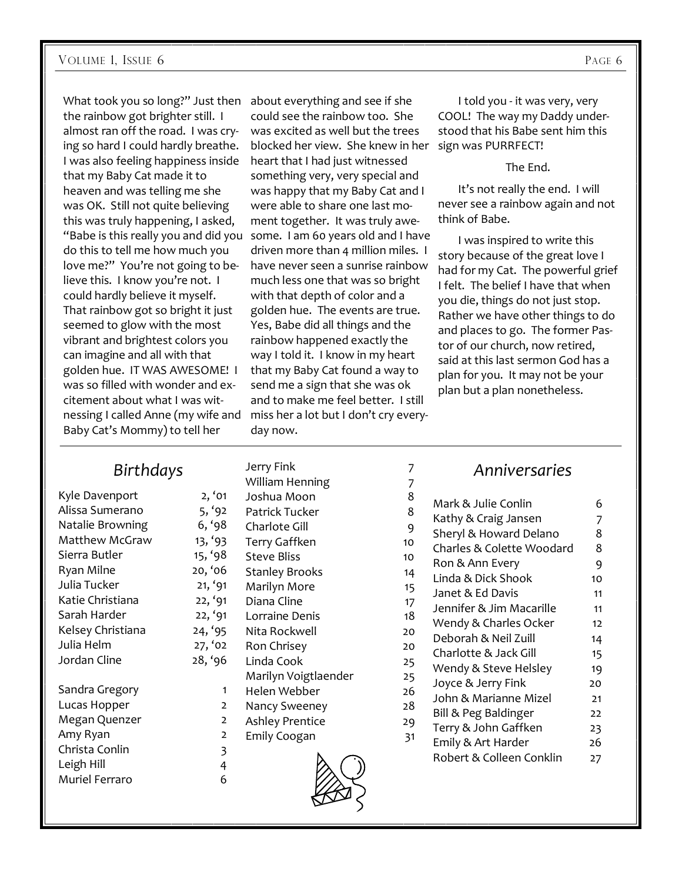What took you so long?" Just then the rainbow got brighter still. I almost ran off the road. I was crying so hard I could hardly breathe. I was also feeling happiness inside that my Baby Cat made it to heaven and was telling me she was OK. Still not quite believing this was truly happening, I asked, "Babe is this really you and did you do this to tell me how much you love me?" You're not going to believe this. I know you're not. I could hardly believe it myself. That rainbow got so bright it just seemed to glow with the most vibrant and brightest colors you can imagine and all with that golden hue. IT WAS AWESOME! I was so filled with wonder and excitement about what I was witnessing I called Anne (my wife and Baby Cat's Mommy) to tell her about everything and see if she could see the rainbow too. She was excited as well but the trees blocked her view. She knew in her heart that I had just witnessed something very, very special and was happy that my Baby Cat and I were able to share one last moment together. It was truly awesome. I am 60 years old and I have driven more than 4 million miles. I have never seen a sunrise rainbow much less one that was so bright with that depth of color and a golden hue. The events are true. Yes, Babe did all things and the rainbow happened exactly the way I told it. I know in my heart that my Baby Cat found a way to send me a sign that she was ok and to make me feel better. I still miss her a lot but I don't cry everyday now.

I told you - it was very, very COOL! The way my Daddy understood that his Babe sent him this sign was PURRFECT!

The End.

It's not really the end. I will never see a rainbow again and not think of Babe.

I was inspired to write this story because of the great love I had for my Cat. The powerful grief I felt. The belief I have that when you die, things do not just stop. Rather we have other things to do and places to go. The former Pastor of our church, now retired, said at this last sermon God has a plan for you. It may not be your plan but a plan nonetheless.

## *Birthdays*

| Name | Date |
|---|---|
| Kyle Davenport | 2, '01 |
| Alissa Sumerano | 5, '92 |
| Natalie Browning | 6, '98 |
| Matthew McGraw | 13, '93 |
| Sierra Butler | 15, '98 |
| Ryan Milne | 20, '06 |
| Julia Tucker | 21, '91 |
| Katie Christiana | 22, '91 |
| Sarah Harder | 22, '91 |
| Kelsey Christiana | 24, '95 |
| Julia Helm | 27, '02 |
| Jordan Cline | 28, '96 |

| Name | Date |
|---|---|
| Sandra Gregory | 1 |
| Lucas Hopper | 2 |
| Megan Quenzer | 2 |
| Amy Ryan | 2 |
| Christa Conlin | 3 |
| Leigh Hill | 4 |
| Muriel Ferraro | 6 |
| Jerry Fink | 7 |
| William Henning | 7 |
| Joshua Moon | 8 |
| Patrick Tucker | 8 |
| Charlote Gill | 9 |
| Terry Gaffken | 10 |
| Steve Bliss | 10 |
| Stanley Brooks | 14 |
| Marilyn More | 15 |
| Diana Cline | 17 |
| Lorraine Denis | 18 |
| Nita Rockwell | 20 |
| Ron Chrisey | 20 |
| Linda Cook | 25 |
| Marilyn Voigtlaender | 25 |
| Helen Webber | 26 |
| Nancy Sweeney | 28 |
| Ashley Prentice | 29 |
| Emily Coogan | 31 |

## *Anniversaries*

| Names | Date |
|---|---|
| Mark & Julie Conlin | 6 |
| Kathy & Craig Jansen | 7 |
| Sheryl & Howard Delano | 8 |
| Charles & Colette Woodard | 8 |
| Ron & Ann Every | 9 |
| Linda & Dick Shook | 10 |
| Janet & Ed Davis | 11 |
| Jennifer & Jim Macarille | 11 |
| Wendy & Charles Ocker | 12 |
| Deborah & Neil Zuill | 14 |
| Charlotte & Jack Gill | 15 |
| Wendy & Steve Helsley | 19 |
| Joyce & Jerry Fink | 20 |
| John & Marianne Mizel | 21 |
| Bill & Peg Baldinger | 22 |
| Terry & John Gaffken | 23 |
| Emily & Art Harder | 26 |
| Robert & Colleen Conklin | 27 |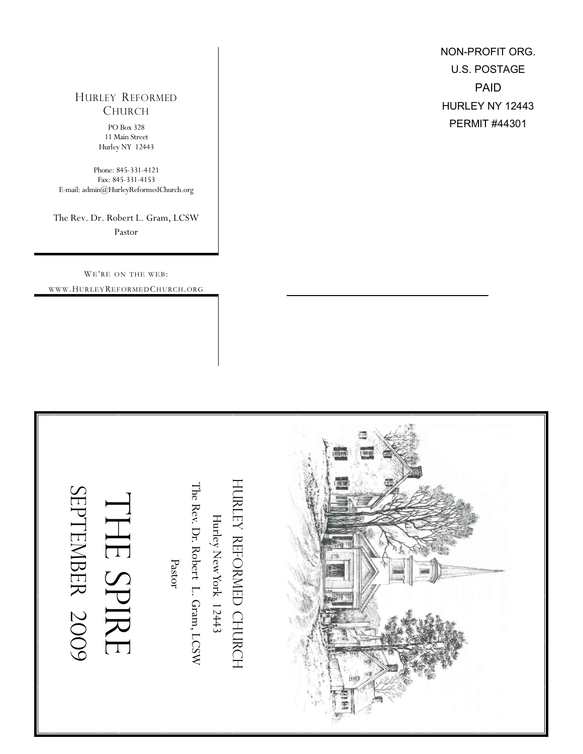HURLEY REFORMED CHURCH

PO Box 328
11 Main Street
Hurley NY 12443

Phone: 845-331-4121
Fax: 845-331-4153
E-mail: admin@HurleyReformedChurch.org

The Rev. Dr. Robert L. Gram, LCSW
Pastor

WE'RE ON THE WEB:
WWW.HURLEYREFORMEDCHURCH.ORG

NON-PROFIT ORG.
U.S. POSTAGE
PAID
HURLEY NY 12443
PERMIT #44301

HURLEY REFORMED CHURCH

Hurley New York 12443

The Rev. Dr. Robert L. Gram, LCSW
Pastor

# THE SPIRE

## SEPTEMBER 2009